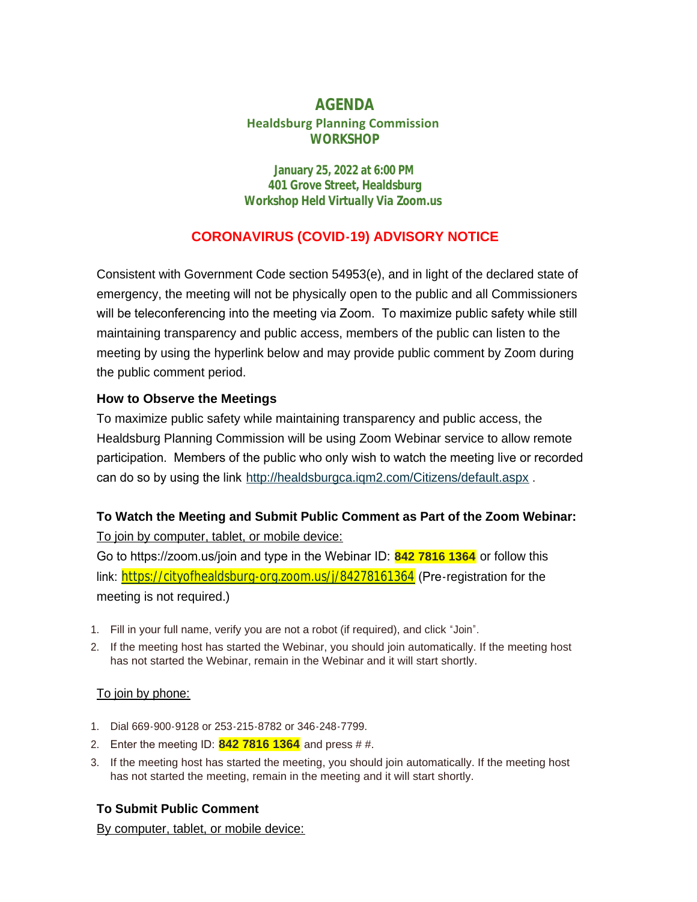# AGENDA

## Healdsburg Planning Commission
## WORKSHOP

**January 25, 2022 at 6:00 PM**
**401 Grove Street, Healdsburg**
**Workshop Held Virtually Via Zoom.us**

## CORONAVIRUS (COVID-19) ADVISORY NOTICE

Consistent with Government Code section 54953(e), and in light of the declared state of emergency, the meeting will not be physically open to the public and all Commissioners will be teleconferencing into the meeting via Zoom. To maximize public safety while still maintaining transparency and public access, members of the public can listen to the meeting by using the hyperlink below and may provide public comment by Zoom during the public comment period.

### How to Observe the Meetings

To maximize public safety while maintaining transparency and public access, the Healdsburg Planning Commission will be using Zoom Webinar service to allow remote participation. Members of the public who only wish to watch the meeting live or recorded can do so by using the link http://healdsburgca.iqm2.com/Citizens/default.aspx .

### To Watch the Meeting and Submit Public Comment as Part of the Zoom Webinar:

To join by computer, tablet, or mobile device:

Go to https://zoom.us/join and type in the Webinar ID: **842 7816 1364** or follow this link: https://cityofhealdsburg-org.zoom.us/j/84278161364 (Pre-registration for the meeting is not required.)

1. Fill in your full name, verify you are not a robot (if required), and click "Join".
2. If the meeting host has started the Webinar, you should join automatically. If the meeting host has not started the Webinar, remain in the Webinar and it will start shortly.

To join by phone:

1. Dial 669-900-9128 or 253-215-8782 or 346-248-7799.
2. Enter the meeting ID: **842 7816 1364** and press # #.
3. If the meeting host has started the meeting, you should join automatically. If the meeting host has not started the meeting, remain in the meeting and it will start shortly.

### To Submit Public Comment

By computer, tablet, or mobile device: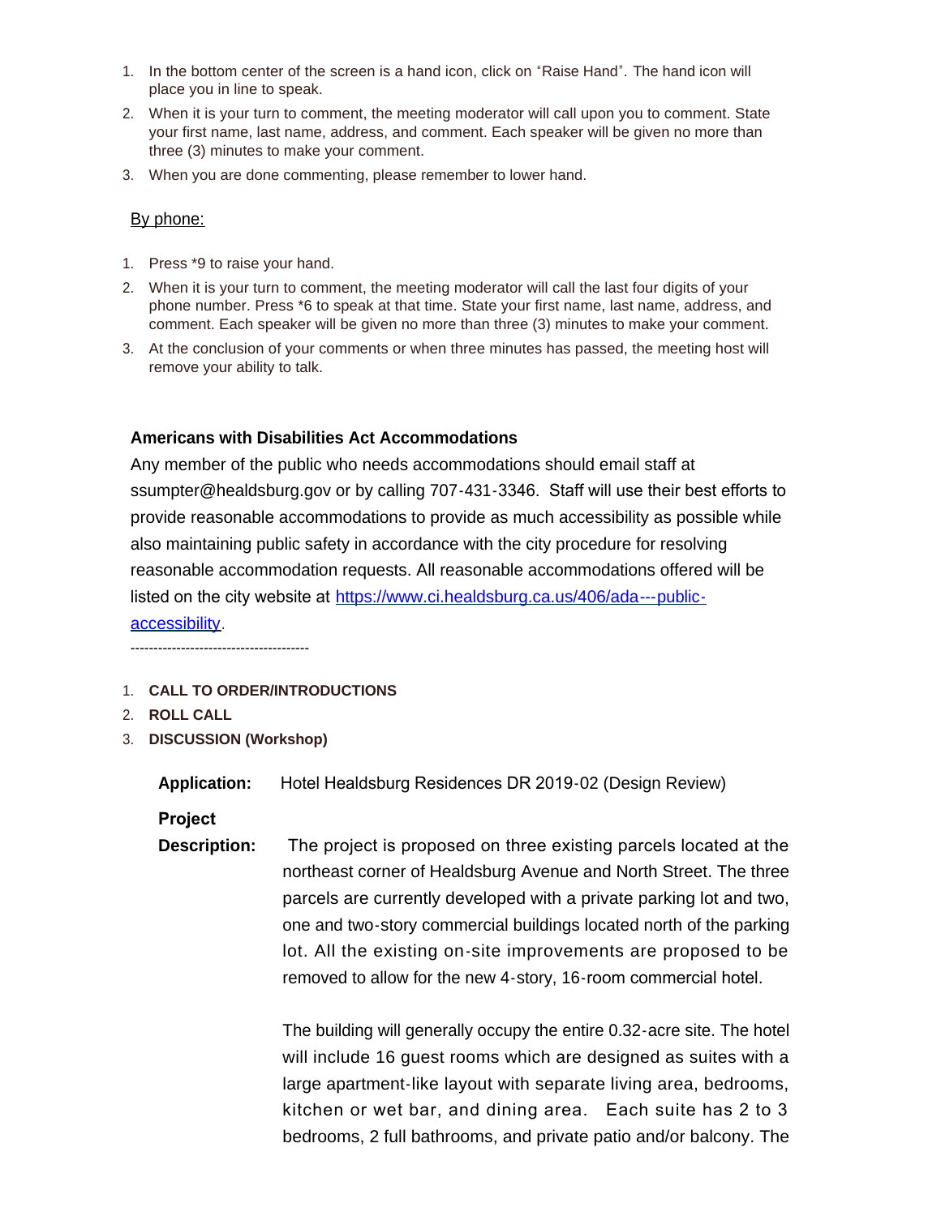1. In the bottom center of the screen is a hand icon, click on "Raise Hand". The hand icon will place you in line to speak.
2. When it is your turn to comment, the meeting moderator will call upon you to comment. State your first name, last name, address, and comment. Each speaker will be given no more than three (3) minutes to make your comment.
3. When you are done commenting, please remember to lower hand.

By phone:

1. Press *9 to raise your hand.
2. When it is your turn to comment, the meeting moderator will call the last four digits of your phone number. Press *6 to speak at that time. State your first name, last name, address, and comment. Each speaker will be given no more than three (3) minutes to make your comment.
3. At the conclusion of your comments or when three minutes has passed, the meeting host will remove your ability to talk.

**Americans with Disabilities Act Accommodations**

Any member of the public who needs accommodations should email staff at ssumpter@healdsburg.gov or by calling 707-431-3346. Staff will use their best efforts to provide reasonable accommodations to provide as much accessibility as possible while also maintaining public safety in accordance with the city procedure for resolving reasonable accommodation requests. All reasonable accommodations offered will be listed on the city website at [https://www.ci.healdsburg.ca.us/406/ada---public-accessibility](https://www.ci.healdsburg.ca.us/406/ada---public-accessibility).

---------------------------------------

1. **CALL TO ORDER/INTRODUCTIONS**
2. **ROLL CALL**
3. **DISCUSSION (Workshop)**

**Application:** Hotel Healdsburg Residences DR 2019-02 (Design Review)

**Project Description:** The project is proposed on three existing parcels located at the northeast corner of Healdsburg Avenue and North Street. The three parcels are currently developed with a private parking lot and two, one and two-story commercial buildings located north of the parking lot. All the existing on-site improvements are proposed to be removed to allow for the new 4-story, 16-room commercial hotel.

The building will generally occupy the entire 0.32-acre site. The hotel will include 16 guest rooms which are designed as suites with a large apartment-like layout with separate living area, bedrooms, kitchen or wet bar, and dining area. Each suite has 2 to 3 bedrooms, 2 full bathrooms, and private patio and/or balcony. The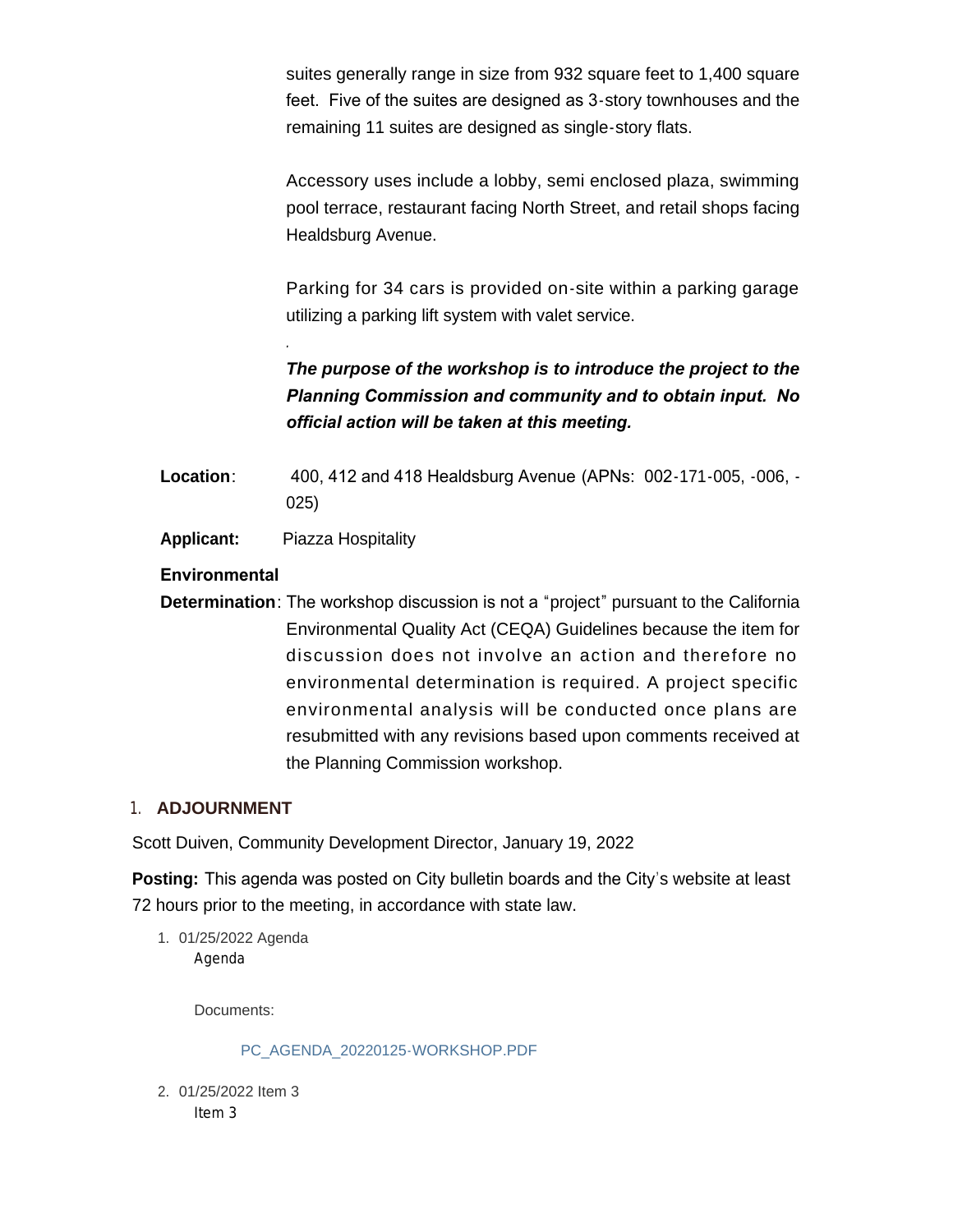suites generally range in size from 932 square feet to 1,400 square feet. Five of the suites are designed as 3-story townhouses and the remaining 11 suites are designed as single-story flats.

Accessory uses include a lobby, semi enclosed plaza, swimming pool terrace, restaurant facing North Street, and retail shops facing Healdsburg Avenue.

Parking for 34 cars is provided on-site within a parking garage utilizing a parking lift system with valet service.

.

***The purpose of the workshop is to introduce the project to the Planning Commission and community and to obtain input. No official action will be taken at this meeting.***

**Location**: 400, 412 and 418 Healdsburg Avenue (APNs: 002-171-005, -006, -025)

**Applicant:** Piazza Hospitality

**Environmental Determination**: The workshop discussion is not a "project" pursuant to the California Environmental Quality Act (CEQA) Guidelines because the item for discussion does not involve an action and therefore no environmental determination is required. A project specific environmental analysis will be conducted once plans are resubmitted with any revisions based upon comments received at the Planning Commission workshop.

## 1. ADJOURNMENT

Scott Duiven, Community Development Director, January 19, 2022

**Posting:** This agenda was posted on City bulletin boards and the City's website at least 72 hours prior to the meeting, in accordance with state law.

1. 01/25/2022 Agenda
   Agenda

   Documents:

   PC_AGENDA_20220125-WORKSHOP.PDF

2. 01/25/2022 Item 3
   Item 3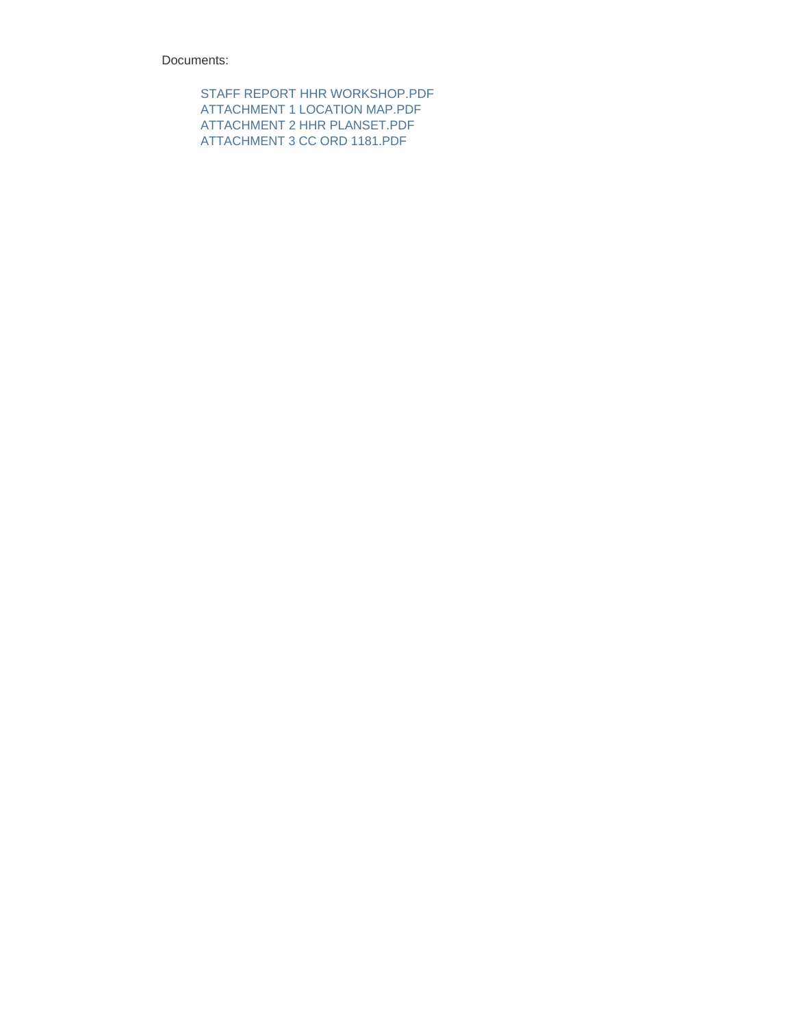Documents:

- STAFF REPORT HHR WORKSHOP.PDF
- ATTACHMENT 1 LOCATION MAP.PDF
- ATTACHMENT 2 HHR PLANSET.PDF
- ATTACHMENT 3 CC ORD 1181.PDF